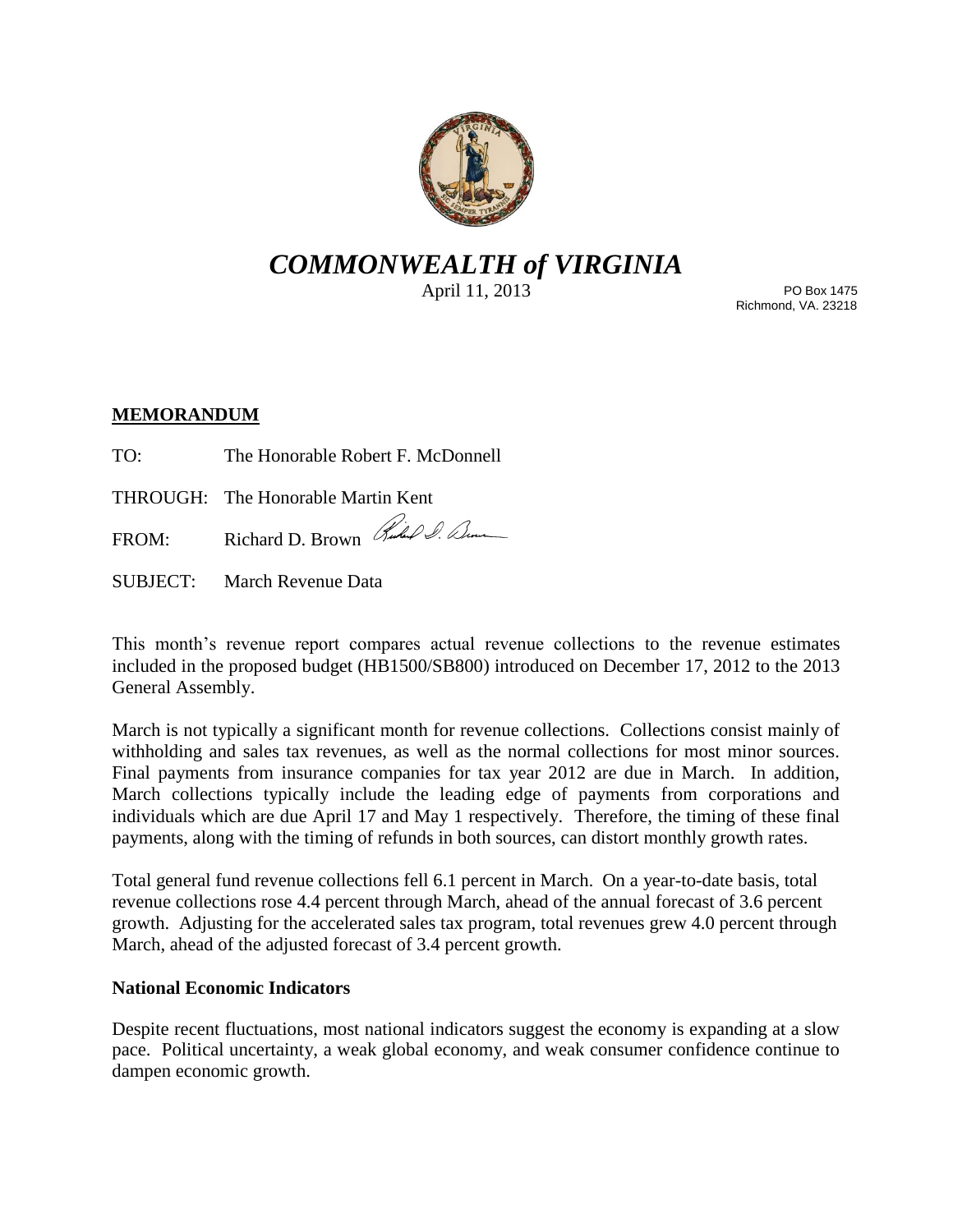# *COMMONWEALTH of VIRGINIA*

April 11, 2013

PO Box 1475
Richmond, VA. 23218

**MEMORANDUM**

TO: The Honorable Robert F. McDonnell

THROUGH: The Honorable Martin Kent

FROM: Richard D. Brown

SUBJECT: March Revenue Data

This month's revenue report compares actual revenue collections to the revenue estimates included in the proposed budget (HB1500/SB800) introduced on December 17, 2012 to the 2013 General Assembly.

March is not typically a significant month for revenue collections. Collections consist mainly of withholding and sales tax revenues, as well as the normal collections for most minor sources. Final payments from insurance companies for tax year 2012 are due in March. In addition, March collections typically include the leading edge of payments from corporations and individuals which are due April 17 and May 1 respectively. Therefore, the timing of these final payments, along with the timing of refunds in both sources, can distort monthly growth rates.

Total general fund revenue collections fell 6.1 percent in March. On a year-to-date basis, total revenue collections rose 4.4 percent through March, ahead of the annual forecast of 3.6 percent growth. Adjusting for the accelerated sales tax program, total revenues grew 4.0 percent through March, ahead of the adjusted forecast of 3.4 percent growth.

**National Economic Indicators**

Despite recent fluctuations, most national indicators suggest the economy is expanding at a slow pace. Political uncertainty, a weak global economy, and weak consumer confidence continue to dampen economic growth.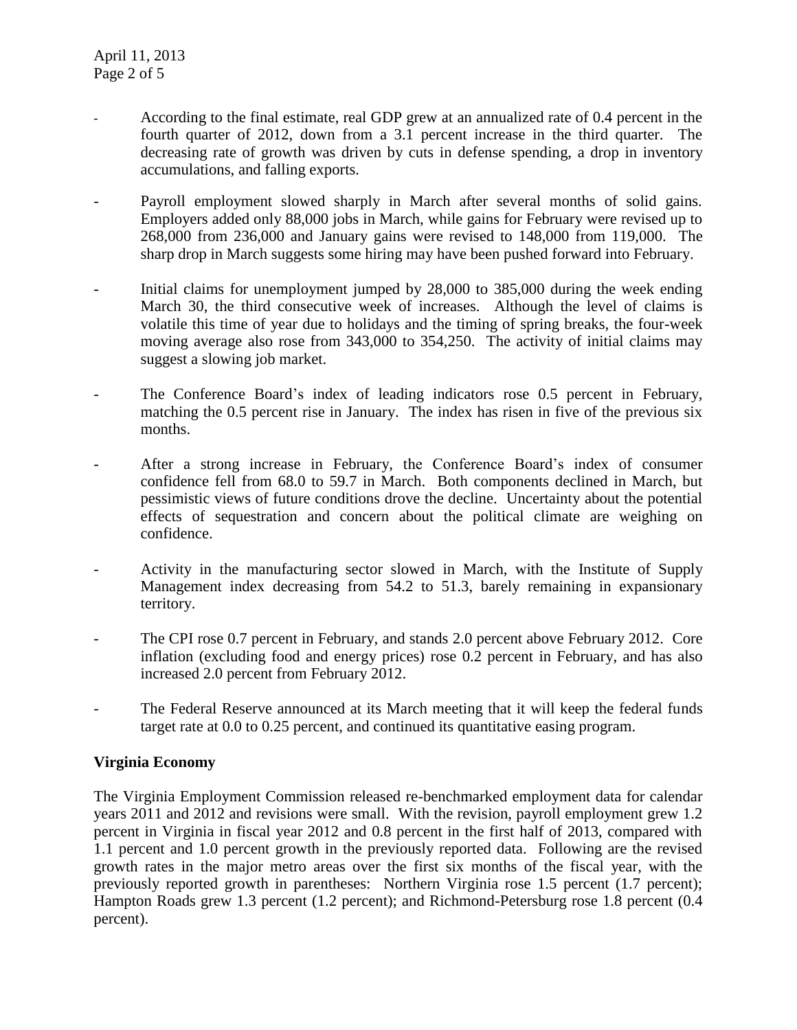- According to the final estimate, real GDP grew at an annualized rate of 0.4 percent in the fourth quarter of 2012, down from a 3.1 percent increase in the third quarter. The decreasing rate of growth was driven by cuts in defense spending, a drop in inventory accumulations, and falling exports.

- Payroll employment slowed sharply in March after several months of solid gains. Employers added only 88,000 jobs in March, while gains for February were revised up to 268,000 from 236,000 and January gains were revised to 148,000 from 119,000. The sharp drop in March suggests some hiring may have been pushed forward into February.

- Initial claims for unemployment jumped by 28,000 to 385,000 during the week ending March 30, the third consecutive week of increases. Although the level of claims is volatile this time of year due to holidays and the timing of spring breaks, the four-week moving average also rose from 343,000 to 354,250. The activity of initial claims may suggest a slowing job market.

- The Conference Board's index of leading indicators rose 0.5 percent in February, matching the 0.5 percent rise in January. The index has risen in five of the previous six months.

- After a strong increase in February, the Conference Board's index of consumer confidence fell from 68.0 to 59.7 in March. Both components declined in March, but pessimistic views of future conditions drove the decline. Uncertainty about the potential effects of sequestration and concern about the political climate are weighing on confidence.

- Activity in the manufacturing sector slowed in March, with the Institute of Supply Management index decreasing from 54.2 to 51.3, barely remaining in expansionary territory.

- The CPI rose 0.7 percent in February, and stands 2.0 percent above February 2012. Core inflation (excluding food and energy prices) rose 0.2 percent in February, and has also increased 2.0 percent from February 2012.

- The Federal Reserve announced at its March meeting that it will keep the federal funds target rate at 0.0 to 0.25 percent, and continued its quantitative easing program.

**Virginia Economy**

The Virginia Employment Commission released re-benchmarked employment data for calendar years 2011 and 2012 and revisions were small. With the revision, payroll employment grew 1.2 percent in Virginia in fiscal year 2012 and 0.8 percent in the first half of 2013, compared with 1.1 percent and 1.0 percent growth in the previously reported data. Following are the revised growth rates in the major metro areas over the first six months of the fiscal year, with the previously reported growth in parentheses: Northern Virginia rose 1.5 percent (1.7 percent); Hampton Roads grew 1.3 percent (1.2 percent); and Richmond-Petersburg rose 1.8 percent (0.4 percent).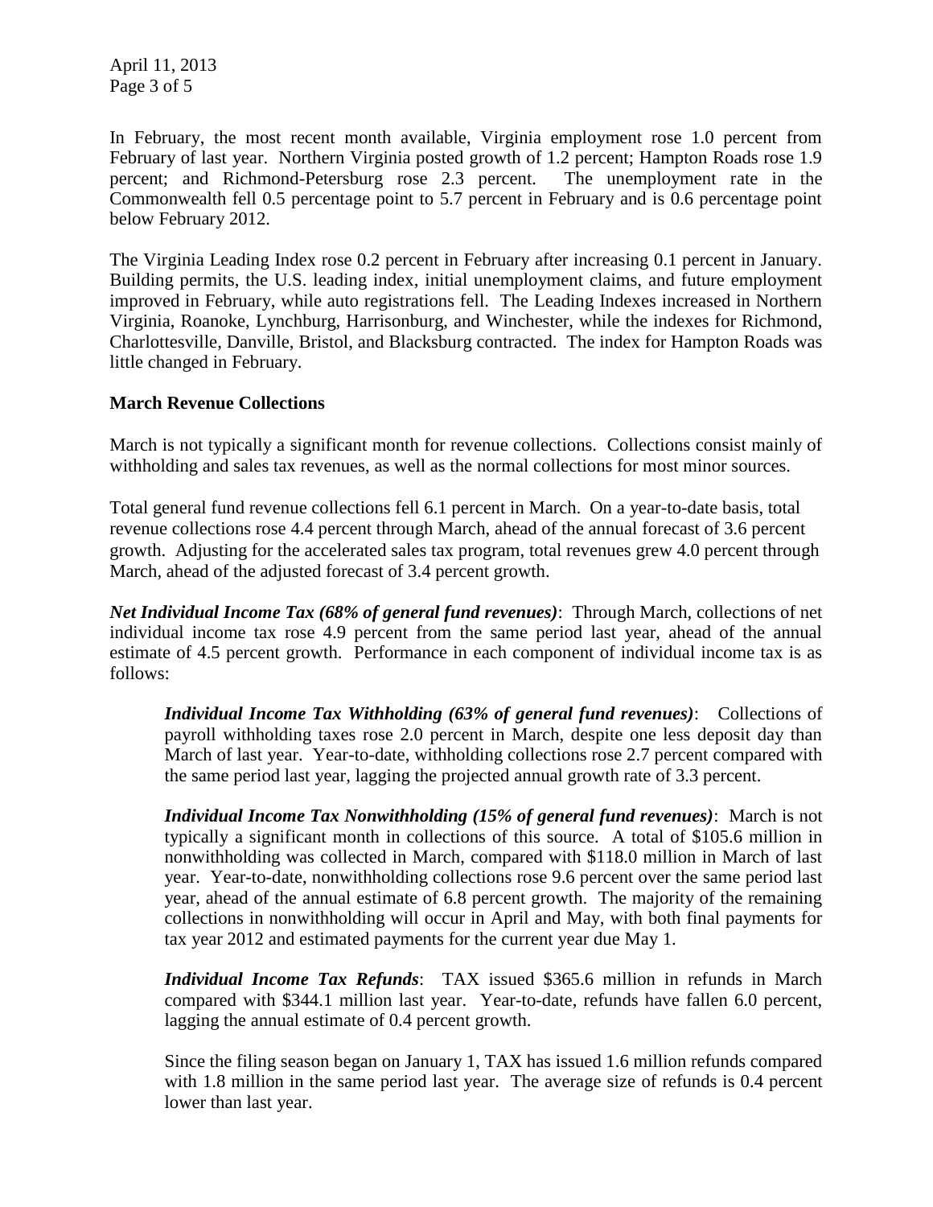In February, the most recent month available, Virginia employment rose 1.0 percent from February of last year. Northern Virginia posted growth of 1.2 percent; Hampton Roads rose 1.9 percent; and Richmond-Petersburg rose 2.3 percent. The unemployment rate in the Commonwealth fell 0.5 percentage point to 5.7 percent in February and is 0.6 percentage point below February 2012.

The Virginia Leading Index rose 0.2 percent in February after increasing 0.1 percent in January. Building permits, the U.S. leading index, initial unemployment claims, and future employment improved in February, while auto registrations fell. The Leading Indexes increased in Northern Virginia, Roanoke, Lynchburg, Harrisonburg, and Winchester, while the indexes for Richmond, Charlottesville, Danville, Bristol, and Blacksburg contracted. The index for Hampton Roads was little changed in February.

**March Revenue Collections**

March is not typically a significant month for revenue collections. Collections consist mainly of withholding and sales tax revenues, as well as the normal collections for most minor sources.

Total general fund revenue collections fell 6.1 percent in March. On a year-to-date basis, total revenue collections rose 4.4 percent through March, ahead of the annual forecast of 3.6 percent growth. Adjusting for the accelerated sales tax program, total revenues grew 4.0 percent through March, ahead of the adjusted forecast of 3.4 percent growth.

***Net Individual Income Tax (68% of general fund revenues)***: Through March, collections of net individual income tax rose 4.9 percent from the same period last year, ahead of the annual estimate of 4.5 percent growth. Performance in each component of individual income tax is as follows:

> ***Individual Income Tax Withholding (63% of general fund revenues)***: Collections of payroll withholding taxes rose 2.0 percent in March, despite one less deposit day than March of last year. Year-to-date, withholding collections rose 2.7 percent compared with the same period last year, lagging the projected annual growth rate of 3.3 percent.
>
> ***Individual Income Tax Nonwithholding (15% of general fund revenues)***: March is not typically a significant month in collections of this source. A total of $105.6 million in nonwithholding was collected in March, compared with $118.0 million in March of last year. Year-to-date, nonwithholding collections rose 9.6 percent over the same period last year, ahead of the annual estimate of 6.8 percent growth. The majority of the remaining collections in nonwithholding will occur in April and May, with both final payments for tax year 2012 and estimated payments for the current year due May 1.
>
> ***Individual Income Tax Refunds***: TAX issued $365.6 million in refunds in March compared with $344.1 million last year. Year-to-date, refunds have fallen 6.0 percent, lagging the annual estimate of 0.4 percent growth.
>
> Since the filing season began on January 1, TAX has issued 1.6 million refunds compared with 1.8 million in the same period last year. The average size of refunds is 0.4 percent lower than last year.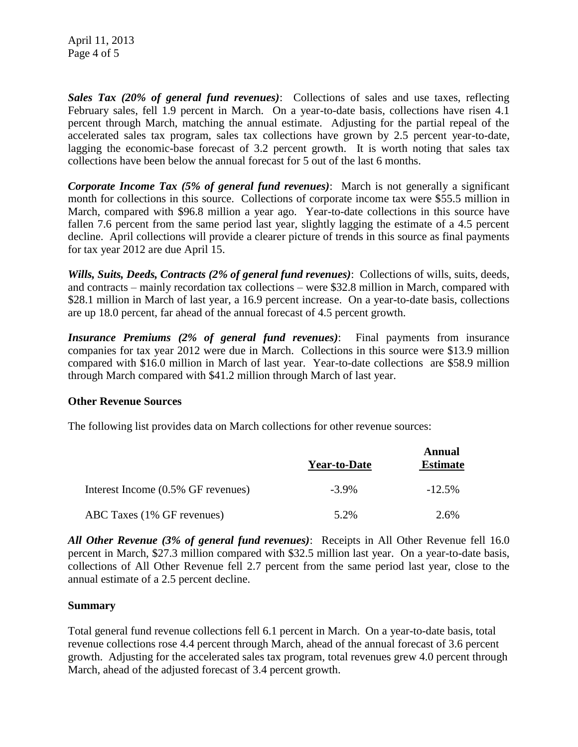***Sales Tax (20% of general fund revenues)***: Collections of sales and use taxes, reflecting February sales, fell 1.9 percent in March. On a year-to-date basis, collections have risen 4.1 percent through March, matching the annual estimate. Adjusting for the partial repeal of the accelerated sales tax program, sales tax collections have grown by 2.5 percent year-to-date, lagging the economic-base forecast of 3.2 percent growth. It is worth noting that sales tax collections have been below the annual forecast for 5 out of the last 6 months.

***Corporate Income Tax (5% of general fund revenues)***: March is not generally a significant month for collections in this source. Collections of corporate income tax were $55.5 million in March, compared with $96.8 million a year ago. Year-to-date collections in this source have fallen 7.6 percent from the same period last year, slightly lagging the estimate of a 4.5 percent decline. April collections will provide a clearer picture of trends in this source as final payments for tax year 2012 are due April 15.

***Wills, Suits, Deeds, Contracts (2% of general fund revenues)***: Collections of wills, suits, deeds, and contracts – mainly recordation tax collections – were $32.8 million in March, compared with $28.1 million in March of last year, a 16.9 percent increase. On a year-to-date basis, collections are up 18.0 percent, far ahead of the annual forecast of 4.5 percent growth.

***Insurance Premiums (2% of general fund revenues)***: Final payments from insurance companies for tax year 2012 were due in March. Collections in this source were $13.9 million compared with $16.0 million in March of last year. Year-to-date collections are $58.9 million through March compared with $41.2 million through March of last year.

**Other Revenue Sources**

The following list provides data on March collections for other revenue sources:

| | Year-to-Date | Annual Estimate |
|---|---|---|
| Interest Income (0.5% GF revenues) | -3.9% | -12.5% |
| ABC Taxes (1% GF revenues) | 5.2% | 2.6% |

***All Other Revenue (3% of general fund revenues)***: Receipts in All Other Revenue fell 16.0 percent in March, $27.3 million compared with $32.5 million last year. On a year-to-date basis, collections of All Other Revenue fell 2.7 percent from the same period last year, close to the annual estimate of a 2.5 percent decline.

**Summary**

Total general fund revenue collections fell 6.1 percent in March. On a year-to-date basis, total revenue collections rose 4.4 percent through March, ahead of the annual forecast of 3.6 percent growth. Adjusting for the accelerated sales tax program, total revenues grew 4.0 percent through March, ahead of the adjusted forecast of 3.4 percent growth.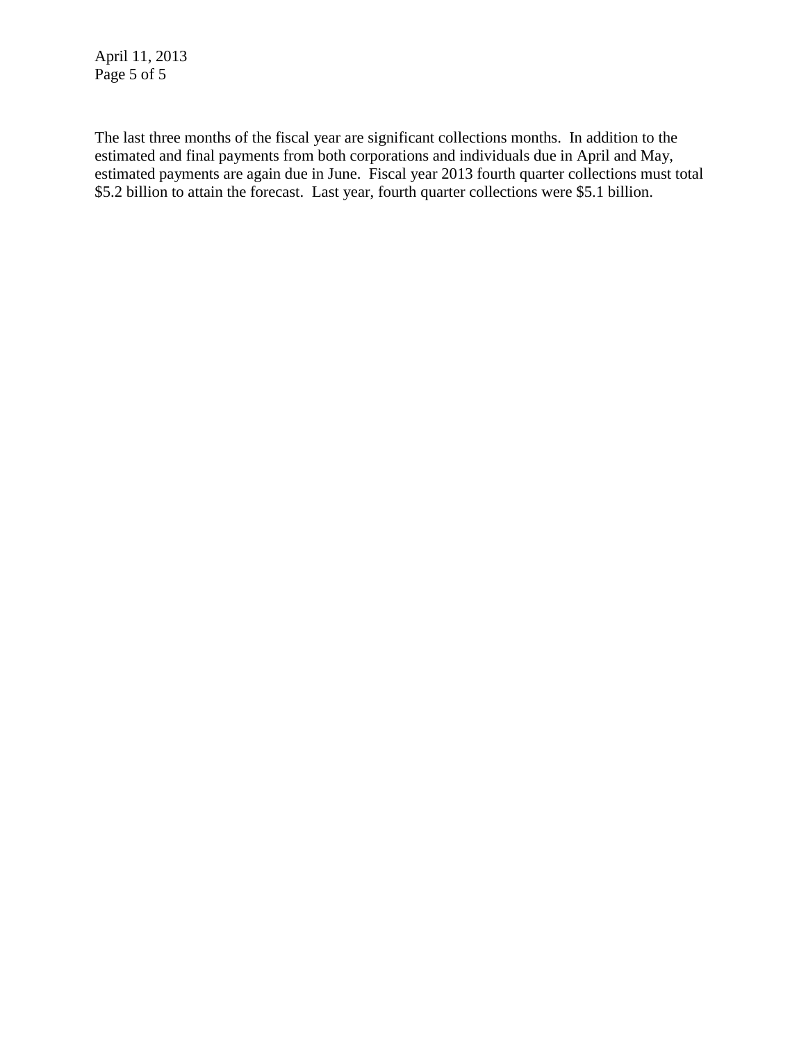The last three months of the fiscal year are significant collections months. In addition to the estimated and final payments from both corporations and individuals due in April and May, estimated payments are again due in June. Fiscal year 2013 fourth quarter collections must total $5.2 billion to attain the forecast. Last year, fourth quarter collections were $5.1 billion.